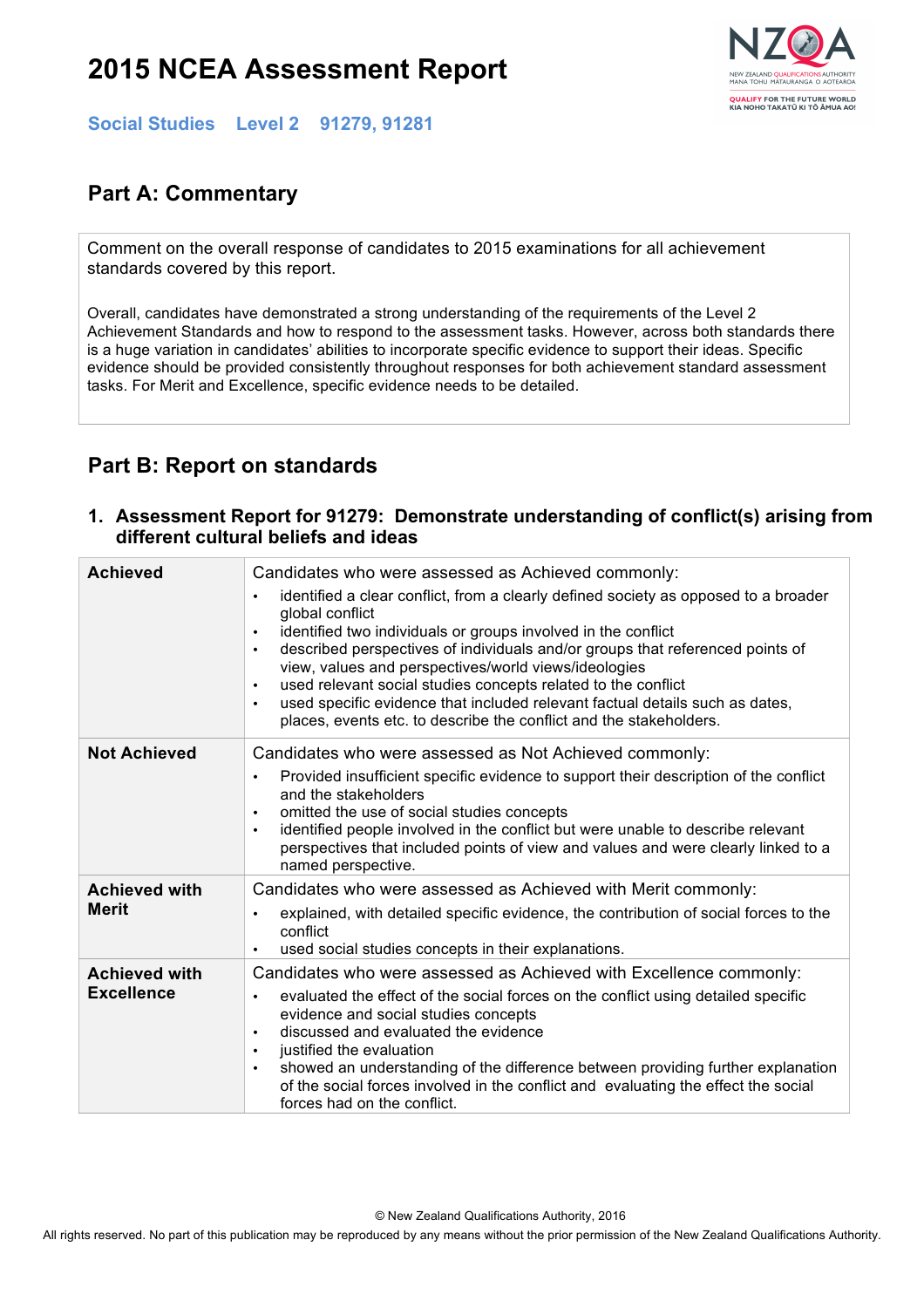# 2015 NCEA Assessment Report

**Social Studies Level 2 91279, 91281**

## Part A: Commentary

Comment on the overall response of candidates to 2015 examinations for all achievement standards covered by this report.

Overall, candidates have demonstrated a strong understanding of the requirements of the Level 2 Achievement Standards and how to respond to the assessment tasks. However, across both standards there is a huge variation in candidates' abilities to incorporate specific evidence to support their ideas. Specific evidence should be provided consistently throughout responses for both achievement standard assessment tasks. For Merit and Excellence, specific evidence needs to be detailed.

## Part B: Report on standards

### 1. Assessment Report for 91279: Demonstrate understanding of conflict(s) arising from different cultural beliefs and ideas

| | |
|---|---|
| **Achieved** | Candidates who were assessed as Achieved commonly:<br>• identified a clear conflict, from a clearly defined society as opposed to a broader global conflict<br>• identified two individuals or groups involved in the conflict<br>• described perspectives of individuals and/or groups that referenced points of view, values and perspectives/world views/ideologies<br>• used relevant social studies concepts related to the conflict<br>• used specific evidence that included relevant factual details such as dates, places, events etc. to describe the conflict and the stakeholders. |
| **Not Achieved** | Candidates who were assessed as Not Achieved commonly:<br>• Provided insufficient specific evidence to support their description of the conflict and the stakeholders<br>• omitted the use of social studies concepts<br>• identified people involved in the conflict but were unable to describe relevant perspectives that included points of view and values and were clearly linked to a named perspective. |
| **Achieved with Merit** | Candidates who were assessed as Achieved with Merit commonly:<br>• explained, with detailed specific evidence, the contribution of social forces to the conflict<br>• used social studies concepts in their explanations. |
| **Achieved with Excellence** | Candidates who were assessed as Achieved with Excellence commonly:<br>• evaluated the effect of the social forces on the conflict using detailed specific evidence and social studies concepts<br>• discussed and evaluated the evidence<br>• justified the evaluation<br>• showed an understanding of the difference between providing further explanation of the social forces involved in the conflict and evaluating the effect the social forces had on the conflict. |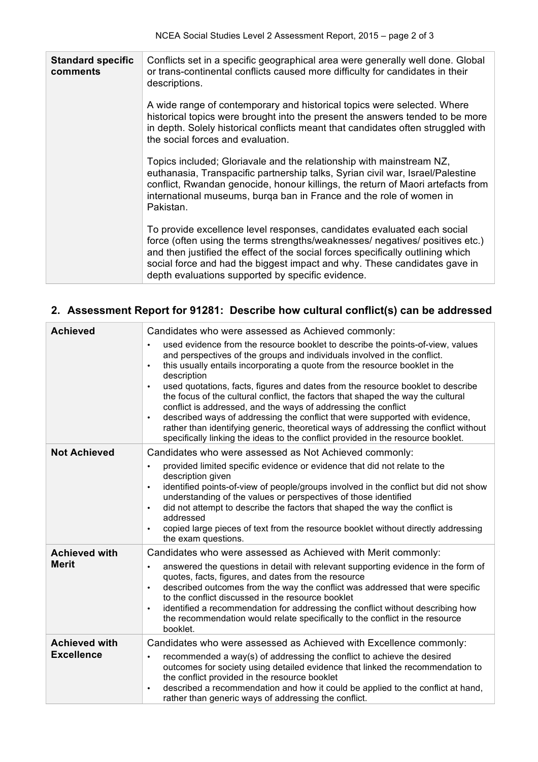| | |
|---|---|
| **Standard specific comments** | Conflicts set in a specific geographical area were generally well done. Global or trans-continental conflicts caused more difficulty for candidates in their descriptions.<br><br>A wide range of contemporary and historical topics were selected. Where historical topics were brought into the present the answers tended to be more in depth. Solely historical conflicts meant that candidates often struggled with the social forces and evaluation.<br><br>Topics included; Gloriavale and the relationship with mainstream NZ, euthanasia, Transpacific partnership talks, Syrian civil war, Israel/Palestine conflict, Rwandan genocide, honour killings, the return of Maori artefacts from international museums, burqa ban in France and the role of women in Pakistan.<br><br>To provide excellence level responses, candidates evaluated each social force (often using the terms strengths/weaknesses/ negatives/ positives etc.) and then justified the effect of the social forces specifically outlining which social force and had the biggest impact and why. These candidates gave in depth evaluations supported by specific evidence. |

## 2. Assessment Report for 91281: Describe how cultural conflict(s) can be addressed

| | |
|---|---|
| **Achieved** | Candidates who were assessed as Achieved commonly:<br>• used evidence from the resource booklet to describe the points-of-view, values and perspectives of the groups and individuals involved in the conflict.<br>• this usually entails incorporating a quote from the resource booklet in the description<br>• used quotations, facts, figures and dates from the resource booklet to describe the focus of the cultural conflict, the factors that shaped the way the cultural conflict is addressed, and the ways of addressing the conflict<br>• described ways of addressing the conflict that were supported with evidence, rather than identifying generic, theoretical ways of addressing the conflict without specifically linking the ideas to the conflict provided in the resource booklet. |
| **Not Achieved** | Candidates who were assessed as Not Achieved commonly:<br>• provided limited specific evidence or evidence that did not relate to the description given<br>• identified points-of-view of people/groups involved in the conflict but did not show understanding of the values or perspectives of those identified<br>• did not attempt to describe the factors that shaped the way the conflict is addressed<br>• copied large pieces of text from the resource booklet without directly addressing the exam questions. |
| **Achieved with Merit** | Candidates who were assessed as Achieved with Merit commonly:<br>• answered the questions in detail with relevant supporting evidence in the form of quotes, facts, figures, and dates from the resource<br>• described outcomes from the way the conflict was addressed that were specific to the conflict discussed in the resource booklet<br>• identified a recommendation for addressing the conflict without describing how the recommendation would relate specifically to the conflict in the resource booklet. |
| **Achieved with Excellence** | Candidates who were assessed as Achieved with Excellence commonly:<br>• recommended a way(s) of addressing the conflict to achieve the desired outcomes for society using detailed evidence that linked the recommendation to the conflict provided in the resource booklet<br>• described a recommendation and how it could be applied to the conflict at hand, rather than generic ways of addressing the conflict. |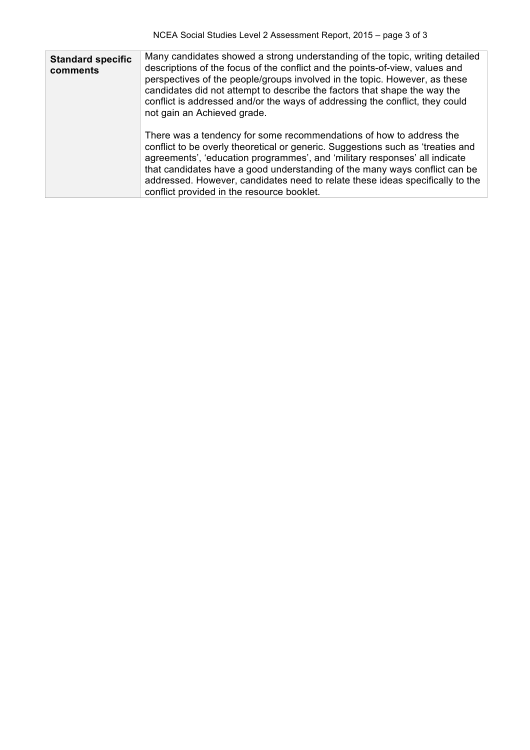| | |
|---|---|
| **Standard specific comments** | Many candidates showed a strong understanding of the topic, writing detailed descriptions of the focus of the conflict and the points-of-view, values and perspectives of the people/groups involved in the topic. However, as these candidates did not attempt to describe the factors that shape the way the conflict is addressed and/or the ways of addressing the conflict, they could not gain an Achieved grade.<br><br>There was a tendency for some recommendations of how to address the conflict to be overly theoretical or generic. Suggestions such as 'treaties and agreements', 'education programmes', and 'military responses' all indicate that candidates have a good understanding of the many ways conflict can be addressed. However, candidates need to relate these ideas specifically to the conflict provided in the resource booklet. |